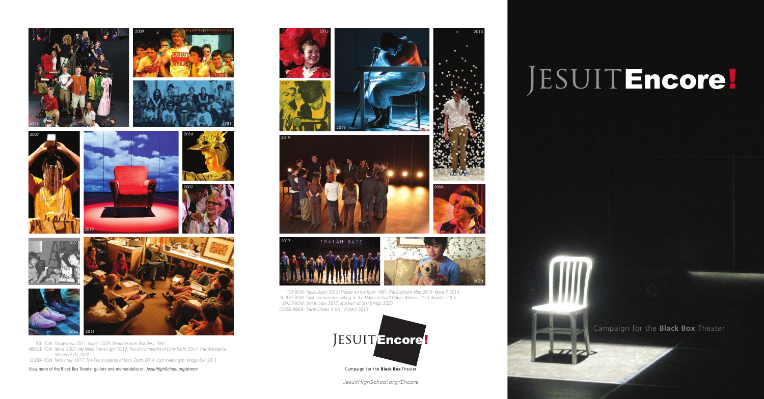TOP ROW: Stage crew, 2011; *Flops!*, 2009; *Bleacher Bum Blunders*, 1981
MIDDLE ROW: *Move*, 2007; *We Need Some Light*, 2019; *The Encyclopedia of Early Earth*, 2014; *The Wonderful Wizard of Oz*, 2002
LOWER ROW: Tech crew, 1977; *The Encyclopedia of Early Earth*, 2014; cast meeting for *Imago Dei*, 2011

View more of the Black Box Theater gallery and memorabilia at: *JesuitHighSchool.org/drama*

TOP ROW: *Hello, Dolly!*, 2012; *Fiddler on the Roof*, 1987; *The Elephant Man*, 2019; *Move 2*, 2013
MIDDLE ROW: Cast production meeting, *In the Matter of Scott Daniel Warren*, 2019; *Aladdin*, 2006
LOWER ROW: *Isaiah Says*, 2017; *Museum of Lost Things*, 2020
COVER IMAGE: *Tower Stories: A 9/11 Project*, 2010

JESUIT **Encore!**

Campaign for the **Black Box** Theater

*JesuitHighSchool.org/Encore*

# JESUIT Encore!

Campaign for the **Black Box** Theater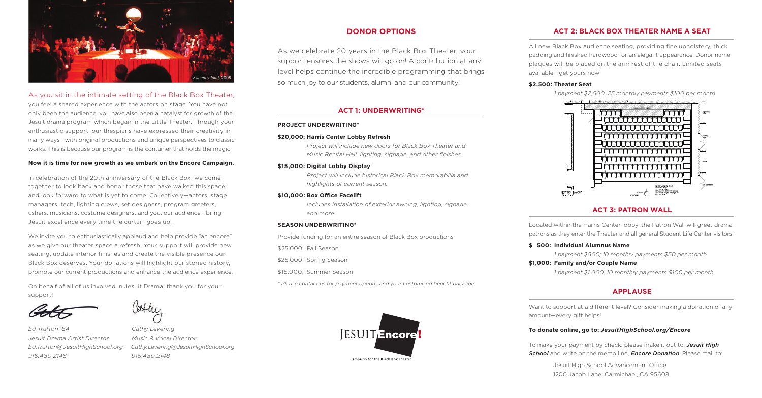Sweeney Todd, 2008

As you sit in the intimate setting of the Black Box Theater, you feel a shared experience with the actors on stage. You have not only been the audience, you have also been a catalyst for growth of the Jesuit drama program which began in the Little Theater. Through your enthusiastic support, our thespians have expressed their creativity in many ways—with original productions and unique perspectives to classic works. This is because our program is the container that holds the magic.

**Now it is time for new growth as we embark on the Encore Campaign.**

In celebration of the 20th anniversary of the Black Box, we come together to look back and honor those that have walked this space and look forward to what is yet to come. Collectively—actors, stage managers, tech, lighting crews, set designers, program greeters, ushers, musicians, costume designers, and you, our audience—bring Jesuit excellence every time the curtain goes up.

We invite you to enthusiastically applaud and help provide "an encore" as we give our theater space a refresh. Your support will provide new seating, update interior finishes and create the visible presence our Black Box deserves. Your donations will highlight our storied history, promote our current productions and enhance the audience experience.

On behalf of all of us involved in Jesuit Drama, thank you for your support!

*Ed Trafton '84*
*Jesuit Drama Artist Director*
*Ed.Trafton@JesuitHighSchool.org*
*916.480.2148*

*Cathy Levering*
*Music & Vocal Director*
*Cathy.Levering@JesuitHighSchool.org*
*916.480.2148*

## DONOR OPTIONS

As we celebrate 20 years in the Black Box Theater, your support ensures the shows will go on! A contribution at any level helps continue the incredible programming that brings so much joy to our students, alumni and our community!

## ACT 1: UNDERWRITING*

**PROJECT UNDERWRITING***

**$20,000: Harris Center Lobby Refresh**

*Project will include new doors for Black Box Theater and Music Recital Hall, lighting, signage, and other finishes.*

**$15,000: Digital Lobby Display**

*Project will include historical Black Box memorabilia and highlights of current season.*

**$10,000: Box Office Facelift**

*Includes installation of exterior awning, lighting, signage, and more.*

**SEASON UNDERWRITING***

Provide funding for an entire season of Black Box productions

$25,000: Fall Season

$25,000: Spring Season

$15,000: Summer Season

*\* Please contact us for payment options and your customized benefit package.*

JESUIT Encore!
Campaign for the Black Box Theater

## ACT 2: BLACK BOX THEATER NAME A SEAT

All new Black Box audience seating, providing fine upholstery, thick padding and finished hardwood for an elegant appearance. Donor name plaques will be placed on the arm rest of the chair. Limited seats available—get yours now!

**$2,500: Theater Seat**

*1 payment $2,500; 25 monthly payments $100 per month*

SEATING LAYOUT

## ACT 3: PATRON WALL

Located within the Harris Center lobby, the Patron Wall will greet drama patrons as they enter the Theater and all general Student Life Center visitors.

**$ 500: Individual Alumnus Name**

*1 payment $500; 10 monthly payments $50 per month*

**$1,000: Family and/or Couple Name**

*1 payment $1,000; 10 monthly payments $100 per month*

## APPLAUSE

Want to support at a different level? Consider making a donation of any amount—every gift helps!

**To donate online, go to: *JesuitHighSchool.org/Encore***

To make your payment by check, please make it out to, ***Jesuit High School*** and write on the memo line, ***Encore Donation***. Please mail to:

Jesuit High School Advancement Office
1200 Jacob Lane, Carmichael, CA 95608